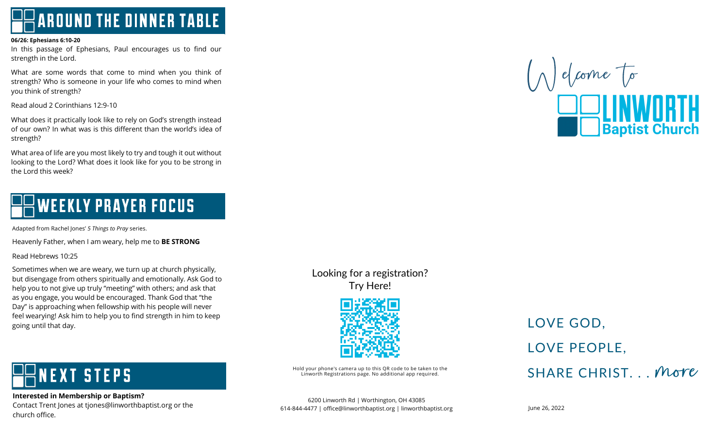## AROUND THE DINNER TABLE

**06/26: Ephesians 6:10-20**

In this passage of Ephesians, Paul encourages us to find our strength in the Lord.

What are some words that come to mind when you think of strength? Who is someone in your life who comes to mind when you think of strength?

Read aloud 2 Corinthians 12:9-10

What does it practically look like to rely on God's strength instead of our own? In what was is this different than the world's idea of strength?

What area of life are you most likely to try and tough it out without looking to the Lord? What does it look like for you to be strong in the Lord this week?

## WEEKLY PRAYER FOCUS

Adapted from Rachel Jones' *5 Things to Pray* series.

Heavenly Father, when I am weary, help me to **BE STRONG**

Read Hebrews 10:25

Sometimes when we are weary, we turn up at church physically, but disengage from others spiritually and emotionally. Ask God to help you to not give up truly "meeting" with others; and ask that as you engage, you would be encouraged. Thank God that "the Day" is approaching when fellowship with his people will never feel wearying! Ask him to help you to find strength in him to keep going until that day.

## NEXT STEPS

**Interested in Membership or Baptism?**
Contact Trent Jones at tjones@linworthbaptist.org or the church office.

Looking for a registration?
Try Here!

Hold your phone's camera up to this QR code to be taken to the Linworth Registrations page. No additional app required.

6200 Linworth Rd | Worthington, OH 43085
614-844-4477 | office@linworthbaptist.org | linworthbaptist.org

Welcome to

# LINWORTH Baptist Church

LOVE GOD,

LOVE PEOPLE,

SHARE CHRIST. . . more

June 26, 2022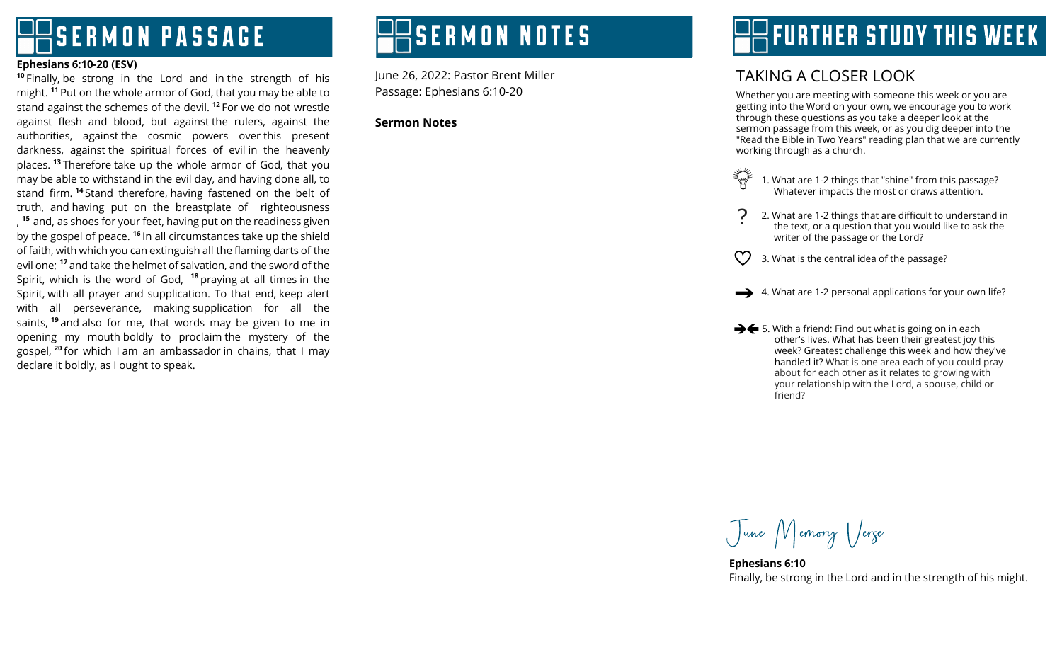# SERMON PASSAGE

**Ephesians 6:10-20 (ESV)**

[10] Finally, be strong in the Lord and in the strength of his might. [11] Put on the whole armor of God, that you may be able to stand against the schemes of the devil. [12] For we do not wrestle against flesh and blood, but against the rulers, against the authorities, against the cosmic powers over this present darkness, against the spiritual forces of evil in the heavenly places. [13] Therefore take up the whole armor of God, that you may be able to withstand in the evil day, and having done all, to stand firm. [14] Stand therefore, having fastened on the belt of truth, and having put on the breastplate of righteousness, [15] and, as shoes for your feet, having put on the readiness given by the gospel of peace. [16] In all circumstances take up the shield of faith, with which you can extinguish all the flaming darts of the evil one; [17] and take the helmet of salvation, and the sword of the Spirit, which is the word of God, [18] praying at all times in the Spirit, with all prayer and supplication. To that end, keep alert with all perseverance, making supplication for all the saints, [19] and also for me, that words may be given to me in opening my mouth boldly to proclaim the mystery of the gospel, [20] for which I am an ambassador in chains, that I may declare it boldly, as I ought to speak.

# SERMON NOTES

June 26, 2022: Pastor Brent Miller
Passage: Ephesians 6:10-20

**Sermon Notes**

# FURTHER STUDY THIS WEEK

## TAKING A CLOSER LOOK

Whether you are meeting with someone this week or you are getting into the Word on your own, we encourage you to work through these questions as you take a deeper look at the sermon passage from this week, or as you dig deeper into the "Read the Bible in Two Years" reading plan that we are currently working through as a church.

1. What are 1-2 things that "shine" from this passage? Whatever impacts the most or draws attention.
2. What are 1-2 things that are difficult to understand in the text, or a question that you would like to ask the writer of the passage or the Lord?
3. What is the central idea of the passage?
4. What are 1-2 personal applications for your own life?
5. With a friend: Find out what is going on in each other's lives. What has been their greatest joy this week? Greatest challenge this week and how they've handled it? What is one area each of you could pray about for each other as it relates to growing with your relationship with the Lord, a spouse, child or friend?

June Memory Verse

**Ephesians 6:10**
Finally, be strong in the Lord and in the strength of his might.